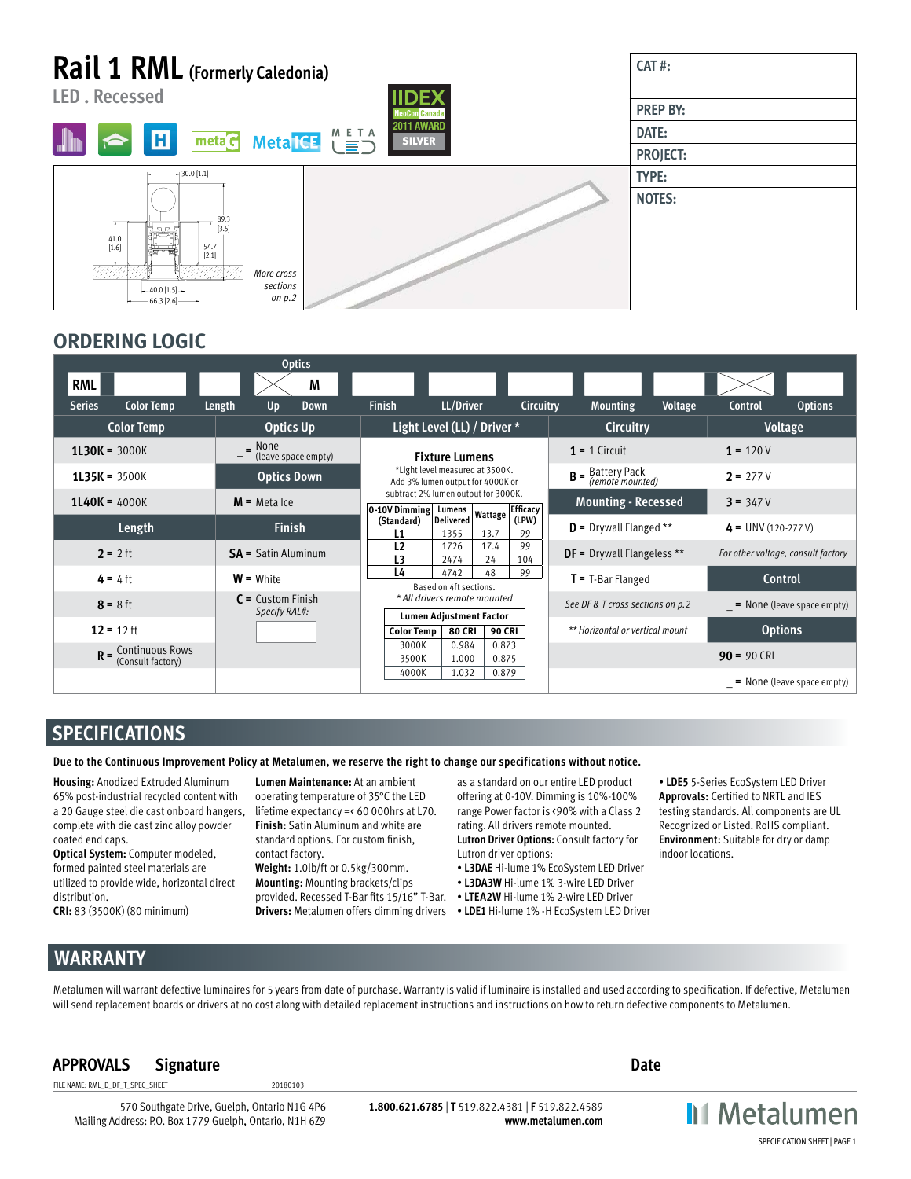# Rail 1 RML (Formerly Caledonia)

LED . Recessed

IIDEX NeoCon Canada 2011 AWARD SILVER

| CAT #: |
|---|
| PREP BY: |
| DATE: |
| PROJECT: |
| TYPE: |
| NOTES: |

30.0 [1.1]
89.3 [3.5]
41.0 [1.6]
54.7 [2.1]
40.0 [1.5]
66.3 [2.6]

*More cross sections on p.2*

## ORDERING LOGIC

| RML | | | Optics | | | | | | | | |
|---|---|---|---|---|---|---|---|---|---|---|---|
| Series | Color Temp | Length | Up | Down (M) | Finish | LL/Driver | Circuitry | Mounting | Voltage | Control | Options |

| Color Temp | Optics Up | Light Level (LL) / Driver * | Circuitry | Voltage |
|---|---|---|---|---|
| **1L30K** = 3000K | _ = None (leave space empty) | **Fixture Lumens** | **1** = 1 Circuit | **1** = 120 V |
| **1L35K** = 3500K | **Optics Down** | *Light level measured at 3500K. Add 3% lumen output for 4000K or subtract 2% lumen output for 3000K. | **B** = Battery Pack *(remote mounted)* | **2** = 277 V |
| **1L40K** = 4000K | **M** = Meta Ice | | **Mounting - Recessed** | **3** = 347 V |
| **Length** | **Finish** | | **D** = Drywall Flanged ** | **4** = UNV (120-277 V) |
| **2** = 2 ft | **SA** = Satin Aluminum | | **DF** = Drywall Flangeless ** | *For other voltage, consult factory* |
| **4** = 4 ft | **W** = White | | **T** = T-Bar Flanged | **Control** |
| **8** = 8 ft | **C** = Custom Finish *Specify RAL#:* | | *See DF & T cross sections on p.2* | _ = None (leave space empty) |
| **12** = 12 ft | | | ** *Horizontal or vertical mount* | **Options** |
| **R** = Continuous Rows (Consult factory) | | | | **90** = 90 CRI |
| | | | | _ = None (leave space empty) |

| 0-10V Dimming (Standard) | Lumens Delivered | Wattage | Efficacy (LPW) |
|---|---|---|---|
| L1 | 1355 | 13.7 | 99 |
| L2 | 1726 | 17.4 | 99 |
| L3 | 2474 | 24 | 104 |
| L4 | 4742 | 48 | 99 |

Based on 4ft sections.
*\* All drivers remote mounted*

| Lumen Adjustment Factor | | |
|---|---|---|
| Color Temp | 80 CRI | 90 CRI |
| 3000K | 0.984 | 0.873 |
| 3500K | 1.000 | 0.875 |
| 4000K | 1.032 | 0.879 |

## SPECIFICATIONS

**Due to the Continuous Improvement Policy at Metalumen, we reserve the right to change our specifications without notice.**

**Housing:** Anodized Extruded Aluminum 65% post-industrial recycled content with a 20 Gauge steel die cast onboard hangers, complete with die cast zinc alloy powder coated end caps.
**Optical System:** Computer modeled, formed painted steel materials are utilized to provide wide, horizontal direct distribution.
**CRI:** 83 (3500K) (80 minimum)
**Lumen Maintenance:** At an ambient operating temperature of 35°C the LED lifetime expectancy =< 60 000hrs at L70.
**Finish:** Satin Aluminum and white are standard options. For custom finish, contact factory.
**Weight:** 1.0lb/ft or 0.5kg/300mm.
**Mounting:** Mounting brackets/clips provided. Recessed T-Bar fits 15/16" T-Bar.
**Drivers:** Metalumen offers dimming drivers as a standard on our entire LED product offering at 0-10V. Dimming is 10%-100% range Power factor is <90% with a Class 2 rating. All drivers remote mounted.
**Lutron Driver Options:** Consult factory for Lutron driver options:
- **L3DAE** Hi-lume 1% EcoSystem LED Driver
- **L3DA3W** Hi-lume 1% 3-wire LED Driver
- **LTEA2W** Hi-lume 1% 2-wire LED Driver
- **LDE1** Hi-lume 1% -H EcoSystem LED Driver
- **LDE5** 5-Series EcoSystem LED Driver

**Approvals:** Certified to NRTL and IES testing standards. All components are UL Recognized or Listed. RoHS compliant.
**Environment:** Suitable for dry or damp indoor locations.

## WARRANTY

Metalumen will warrant defective luminaires for 5 years from date of purchase. Warranty is valid if luminaire is installed and used according to specification. If defective, Metalumen will send replacement boards or drivers at no cost along with detailed replacement instructions and instructions on how to return defective components to Metalumen.

**APPROVALS** **Signature** ______________________ **Date** ______________

FILE NAME: RML_D_DF_T_SPEC_SHEET 20180103

570 Southgate Drive, Guelph, Ontario N1G 4P6
Mailing Address: P.O. Box 1779 Guelph, Ontario, N1H 6Z9

**1.800.621.6785** | **T** 519.822.4381 | **F** 519.822.4589
**www.metalumen.com**

Metalumen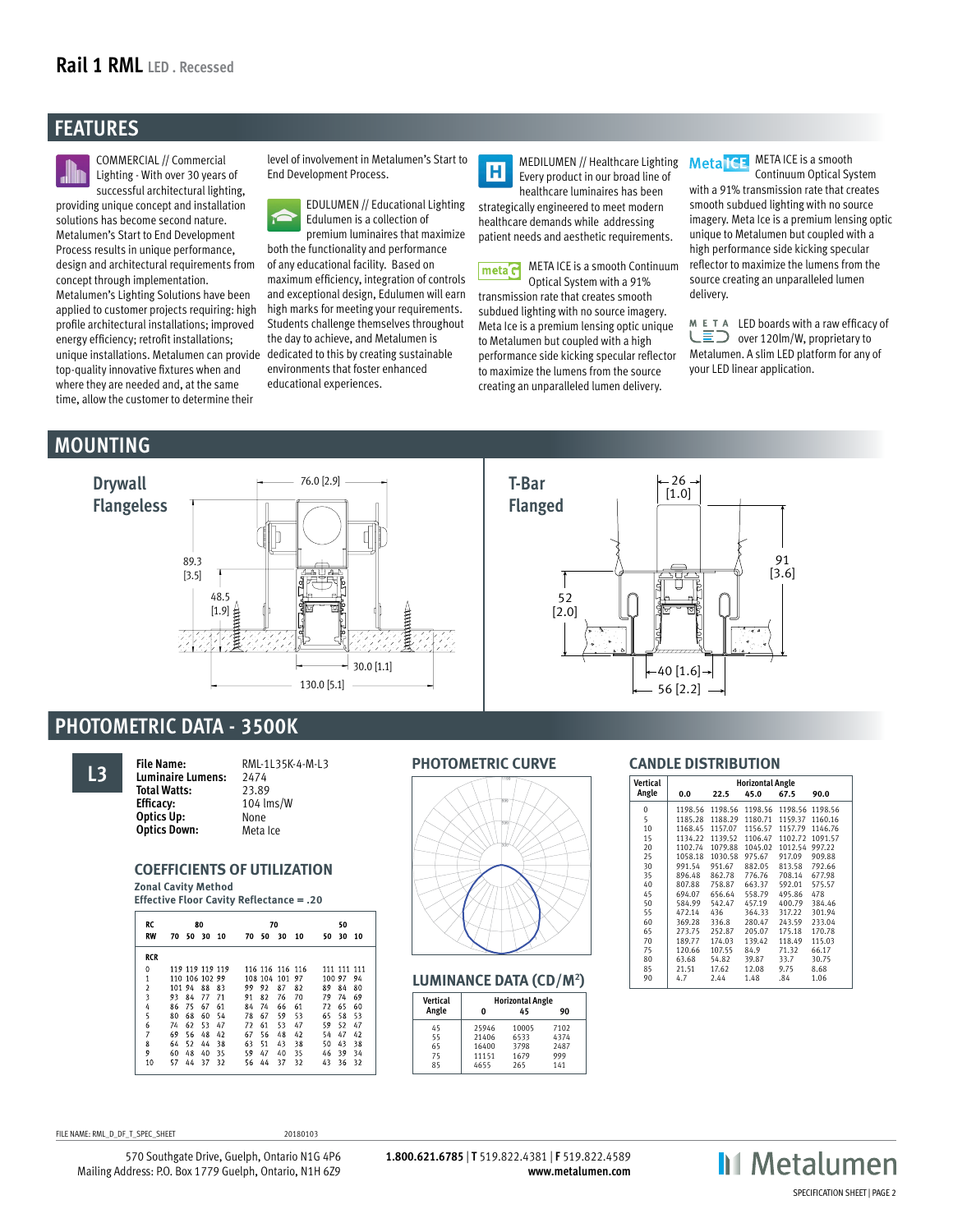# Rail 1 RML LED . Recessed

## FEATURES

COMMERCIAL // Commercial Lighting - With over 30 years of successful architectural lighting, providing unique concept and installation solutions has become second nature. Metalumen's Start to End Development Process results in unique performance, design and architectural requirements from concept through implementation. Metalumen's Lighting Solutions have been applied to customer projects requiring: high profile architectural installations; improved energy efficiency; retrofit installations; unique installations. Metalumen can provide top-quality innovative fixtures when and where they are needed and, at the same time, allow the customer to determine their level of involvement in Metalumen's Start to End Development Process.

EDULUMEN // Educational Lighting Edulumen is a collection of premium luminaires that maximize both the functionality and performance of any educational facility. Based on maximum efficiency, integration of controls and exceptional design, Edulumen will earn high marks for meeting your requirements. Students challenge themselves throughout the day to achieve, and Metalumen is dedicated to this by creating sustainable environments that foster enhanced educational experiences.

MEDILUMEN // Healthcare Lighting Every product in our broad line of healthcare luminaires has been strategically engineered to meet modern healthcare demands while addressing patient needs and aesthetic requirements.

META ICE is a smooth Continuum Optical System with a 91% transmission rate that creates smooth subdued lighting with no source imagery. Meta Ice is a premium lensing optic unique to Metalumen but coupled with a high performance side kicking specular reflector to maximize the lumens from the source creating an unparalleled lumen delivery.

META ICE is a smooth Continuum Optical System with a 91% transmission rate that creates smooth subdued lighting with no source imagery. Meta Ice is a premium lensing optic unique to Metalumen but coupled with a high performance side kicking specular reflector to maximize the lumens from the source creating an unparalleled lumen delivery.

LED boards with a raw efficacy of over 120lm/W, proprietary to Metalumen. A slim LED platform for any of your LED linear application.

## MOUNTING

**Drywall Flangeless**

76.0 [2.9]
89.3 [3.5]
48.5 [1.9]
30.0 [1.1]
130.0 [5.1]

**T-Bar Flanged**

26 [1.0]
91 [3.6]
52 [2.0]
40 [1.6]
56 [2.2]

## PHOTOMETRIC DATA - 3500K

**L3**

| | |
|---|---|
| **File Name:** | RML-1L35K-4-M-L3 |
| **Luminaire Lumens:** | 2474 |
| **Total Watts:** | 23.89 |
| **Efficacy:** | 104 lms/W |
| **Optics Up:** | None |
| **Optics Down:** | Meta Ice |

### COEFFICIENTS OF UTILIZATION

**Zonal Cavity Method**
**Effective Floor Cavity Reflectance = .20**

| RC | 80 | | | | 70 | | | | 50 | | |
|---|---|---|---|---|---|---|---|---|---|---|---|
| RW | 70 | 50 | 30 | 10 | 70 | 50 | 30 | 10 | 50 | 30 | 10 |
| RCR | | | | | | | | | | | |
| 0 | 119 | 119 | 119 | 119 | 116 | 116 | 116 | 116 | 111 | 111 | 111 |
| 1 | 110 | 106 | 102 | 99 | 108 | 104 | 101 | 97 | 100 | 97 | 94 |
| 2 | 101 | 94 | 88 | 83 | 99 | 92 | 87 | 82 | 89 | 84 | 80 |
| 3 | 93 | 84 | 77 | 71 | 91 | 82 | 76 | 70 | 79 | 74 | 69 |
| 4 | 86 | 75 | 67 | 61 | 84 | 74 | 66 | 61 | 72 | 65 | 60 |
| 5 | 80 | 68 | 60 | 54 | 78 | 67 | 59 | 53 | 65 | 58 | 53 |
| 6 | 74 | 62 | 53 | 47 | 72 | 61 | 53 | 47 | 59 | 52 | 47 |
| 7 | 69 | 56 | 48 | 42 | 67 | 56 | 48 | 42 | 54 | 47 | 42 |
| 8 | 64 | 52 | 44 | 38 | 63 | 51 | 43 | 38 | 50 | 43 | 38 |
| 9 | 60 | 48 | 40 | 35 | 59 | 47 | 40 | 35 | 46 | 39 | 34 |
| 10 | 57 | 44 | 37 | 32 | 56 | 44 | 37 | 32 | 43 | 36 | 32 |

### PHOTOMETRIC CURVE

### LUMINANCE DATA (CD/M²)

| Vertical Angle | Horizontal Angle 0 | 45 | 90 |
|---|---|---|---|
| 45 | 25946 | 10005 | 7102 |
| 55 | 21406 | 6533 | 4374 |
| 65 | 16400 | 3798 | 2487 |
| 75 | 11151 | 1679 | 999 |
| 85 | 4655 | 265 | 141 |

### CANDLE DISTRIBUTION

| Vertical Angle | Horizontal Angle 0.0 | 22.5 | 45.0 | 67.5 | 90.0 |
|---|---|---|---|---|---|
| 0 | 1198.56 | 1198.56 | 1198.56 | 1198.56 | 1198.56 |
| 5 | 1185.28 | 1188.29 | 1180.71 | 1159.37 | 1160.16 |
| 10 | 1168.45 | 1157.07 | 1156.57 | 1157.79 | 1146.76 |
| 15 | 1134.22 | 1139.52 | 1106.47 | 1102.72 | 1091.57 |
| 20 | 1102.74 | 1079.88 | 1045.02 | 1012.54 | 997.22 |
| 25 | 1058.18 | 1030.58 | 975.67 | 917.09 | 909.88 |
| 30 | 991.54 | 951.67 | 882.05 | 813.58 | 792.66 |
| 35 | 896.48 | 862.78 | 776.76 | 708.14 | 677.98 |
| 40 | 807.88 | 758.87 | 663.37 | 592.01 | 575.57 |
| 45 | 694.07 | 656.64 | 558.79 | 495.86 | 478 |
| 50 | 584.99 | 542.47 | 457.19 | 400.79 | 384.46 |
| 55 | 472.14 | 436 | 364.33 | 317.22 | 301.94 |
| 60 | 369.28 | 336.8 | 280.47 | 243.59 | 233.04 |
| 65 | 273.75 | 252.87 | 205.07 | 175.18 | 170.78 |
| 70 | 189.77 | 174.03 | 139.42 | 118.49 | 115.03 |
| 75 | 120.66 | 107.55 | 84.9 | 71.32 | 66.17 |
| 80 | 63.68 | 54.82 | 39.87 | 33.7 | 30.75 |
| 85 | 21.51 | 17.62 | 12.08 | 9.75 | 8.68 |
| 90 | 4.7 | 2.44 | 1.48 | .84 | 1.06 |

FILE NAME: RML_D_DF_T_SPEC_SHEET    20180103

570 Southgate Drive, Guelph, Ontario N1G 4P6
Mailing Address: P.O. Box 1779 Guelph, Ontario, N1H 6Z9

**1.800.621.6785** | **T** 519.822.4381 | **F** 519.822.4589
**www.metalumen.com**

Metalumen
SPECIFICATION SHEET | PAGE 2